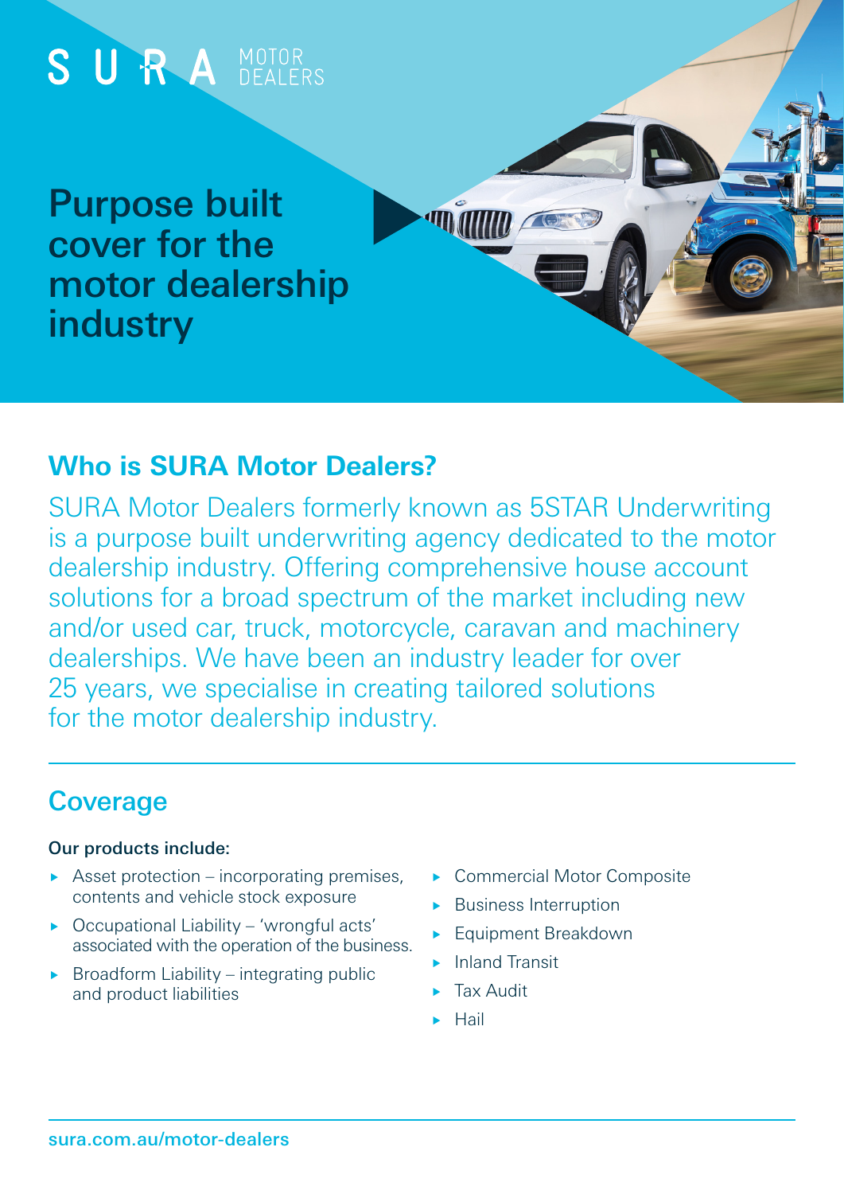SURA MOTOR DEALERS

# Purpose built cover for the motor dealership industry

## Who is SURA Motor Dealers?

SURA Motor Dealers formerly known as 5STAR Underwriting is a purpose built underwriting agency dedicated to the motor dealership industry. Offering comprehensive house account solutions for a broad spectrum of the market including new and/or used car, truck, motorcycle, caravan and machinery dealerships. We have been an industry leader for over 25 years, we specialise in creating tailored solutions for the motor dealership industry.

## Coverage

**Our products include:**

- Asset protection – incorporating premises, contents and vehicle stock exposure
- Occupational Liability – 'wrongful acts' associated with the operation of the business.
- Broadform Liability – integrating public and product liabilities
- Commercial Motor Composite
- Business Interruption
- Equipment Breakdown
- Inland Transit
- Tax Audit
- Hail

**sura.com.au/motor-dealers**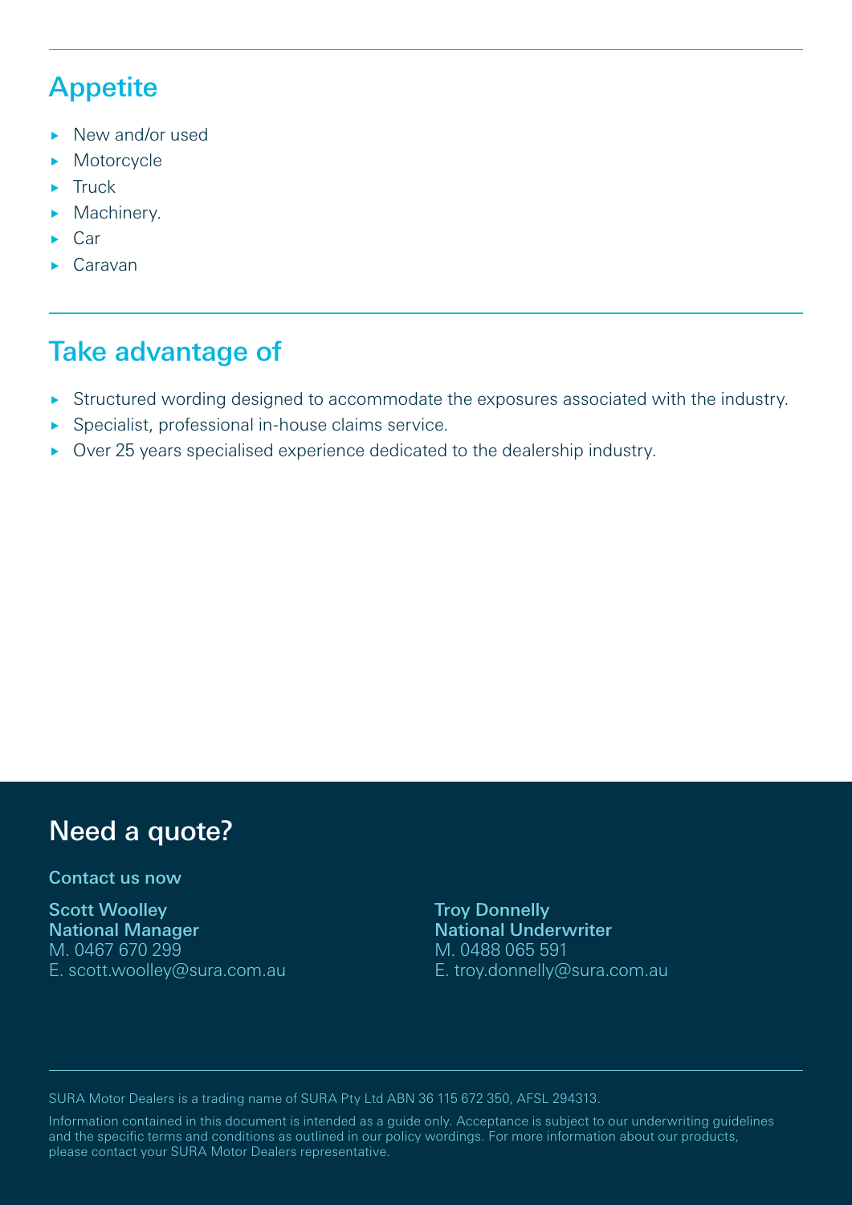## Appetite

- New and/or used
- Motorcycle
- Truck
- Machinery.
- Car
- Caravan

## Take advantage of

- Structured wording designed to accommodate the exposures associated with the industry.
- Specialist, professional in-house claims service.
- Over 25 years specialised experience dedicated to the dealership industry.

## Need a quote?

Contact us now

Scott Woolley
National Manager
M. 0467 670 299
E. scott.woolley@sura.com.au

Troy Donnelly
National Underwriter
M. 0488 065 591
E. troy.donnelly@sura.com.au

SURA Motor Dealers is a trading name of SURA Pty Ltd ABN 36 115 672 350, AFSL 294313.

Information contained in this document is intended as a guide only. Acceptance is subject to our underwriting guidelines and the specific terms and conditions as outlined in our policy wordings. For more information about our products, please contact your SURA Motor Dealers representative.